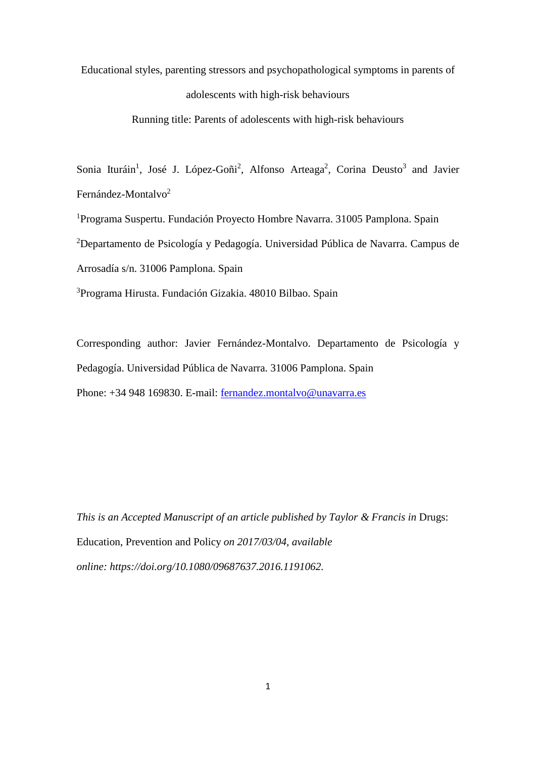# Educational styles, parenting stressors and psychopathological symptoms in parents of adolescents with high-risk behaviours

Running title: Parents of adolescents with high-risk behaviours

Sonia Ituráin[1], José J. López-Goñi[2], Alfonso Arteaga[2], Corina Deusto[3] and Javier Fernández-Montalvo[2]

[1]Programa Suspertu. Fundación Proyecto Hombre Navarra. 31005 Pamplona. Spain

[2]Departamento de Psicología y Pedagogía. Universidad Pública de Navarra. Campus de Arrosadía s/n. 31006 Pamplona. Spain

[3]Programa Hirusta. Fundación Gizakia. 48010 Bilbao. Spain

Corresponding author: Javier Fernández-Montalvo. Departamento de Psicología y Pedagogía. Universidad Pública de Navarra. 31006 Pamplona. Spain

Phone: +34 948 169830. E-mail: fernandez.montalvo@unavarra.es

*This is an Accepted Manuscript of an article published by Taylor & Francis in* Drugs: Education, Prevention and Policy *on 2017/03/04, available online: https://doi.org/10.1080/09687637.2016.1191062.*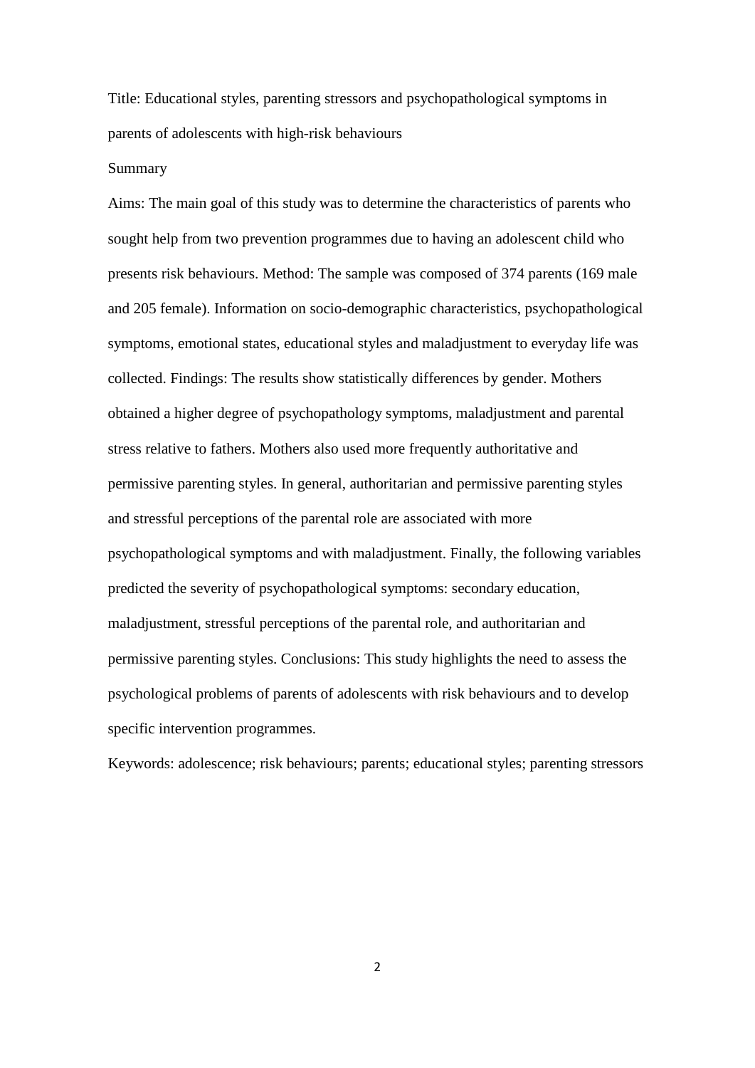Title: Educational styles, parenting stressors and psychopathological symptoms in parents of adolescents with high-risk behaviours

Summary

Aims: The main goal of this study was to determine the characteristics of parents who sought help from two prevention programmes due to having an adolescent child who presents risk behaviours. Method: The sample was composed of 374 parents (169 male and 205 female). Information on socio-demographic characteristics, psychopathological symptoms, emotional states, educational styles and maladjustment to everyday life was collected. Findings: The results show statistically differences by gender. Mothers obtained a higher degree of psychopathology symptoms, maladjustment and parental stress relative to fathers. Mothers also used more frequently authoritative and permissive parenting styles. In general, authoritarian and permissive parenting styles and stressful perceptions of the parental role are associated with more psychopathological symptoms and with maladjustment. Finally, the following variables predicted the severity of psychopathological symptoms: secondary education, maladjustment, stressful perceptions of the parental role, and authoritarian and permissive parenting styles. Conclusions: This study highlights the need to assess the psychological problems of parents of adolescents with risk behaviours and to develop specific intervention programmes.

Keywords: adolescence; risk behaviours; parents; educational styles; parenting stressors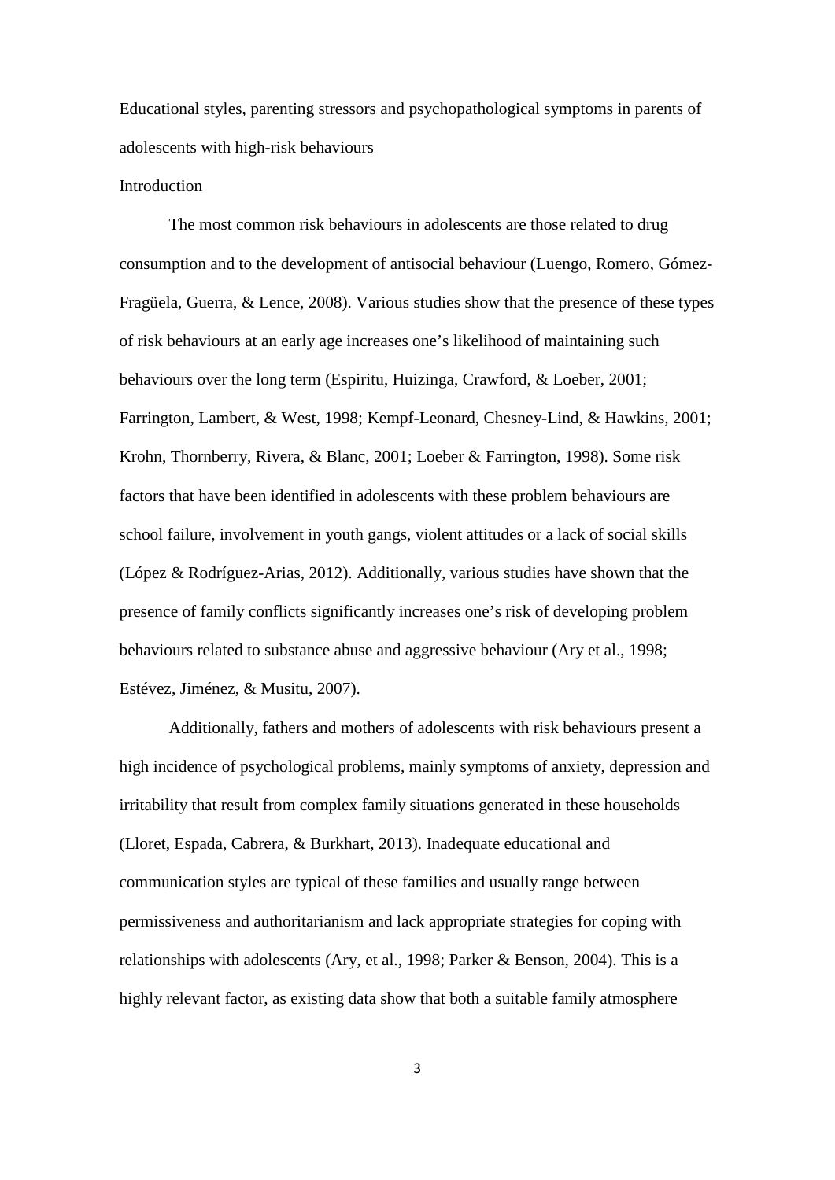Educational styles, parenting stressors and psychopathological symptoms in parents of adolescents with high-risk behaviours

## Introduction

The most common risk behaviours in adolescents are those related to drug consumption and to the development of antisocial behaviour (Luengo, Romero, Gómez-Fragüela, Guerra, & Lence, 2008). Various studies show that the presence of these types of risk behaviours at an early age increases one's likelihood of maintaining such behaviours over the long term (Espiritu, Huizinga, Crawford, & Loeber, 2001; Farrington, Lambert, & West, 1998; Kempf-Leonard, Chesney-Lind, & Hawkins, 2001; Krohn, Thornberry, Rivera, & Blanc, 2001; Loeber & Farrington, 1998). Some risk factors that have been identified in adolescents with these problem behaviours are school failure, involvement in youth gangs, violent attitudes or a lack of social skills (López & Rodríguez-Arias, 2012). Additionally, various studies have shown that the presence of family conflicts significantly increases one's risk of developing problem behaviours related to substance abuse and aggressive behaviour (Ary et al., 1998; Estévez, Jiménez, & Musitu, 2007).

Additionally, fathers and mothers of adolescents with risk behaviours present a high incidence of psychological problems, mainly symptoms of anxiety, depression and irritability that result from complex family situations generated in these households (Lloret, Espada, Cabrera, & Burkhart, 2013). Inadequate educational and communication styles are typical of these families and usually range between permissiveness and authoritarianism and lack appropriate strategies for coping with relationships with adolescents (Ary, et al., 1998; Parker & Benson, 2004). This is a highly relevant factor, as existing data show that both a suitable family atmosphere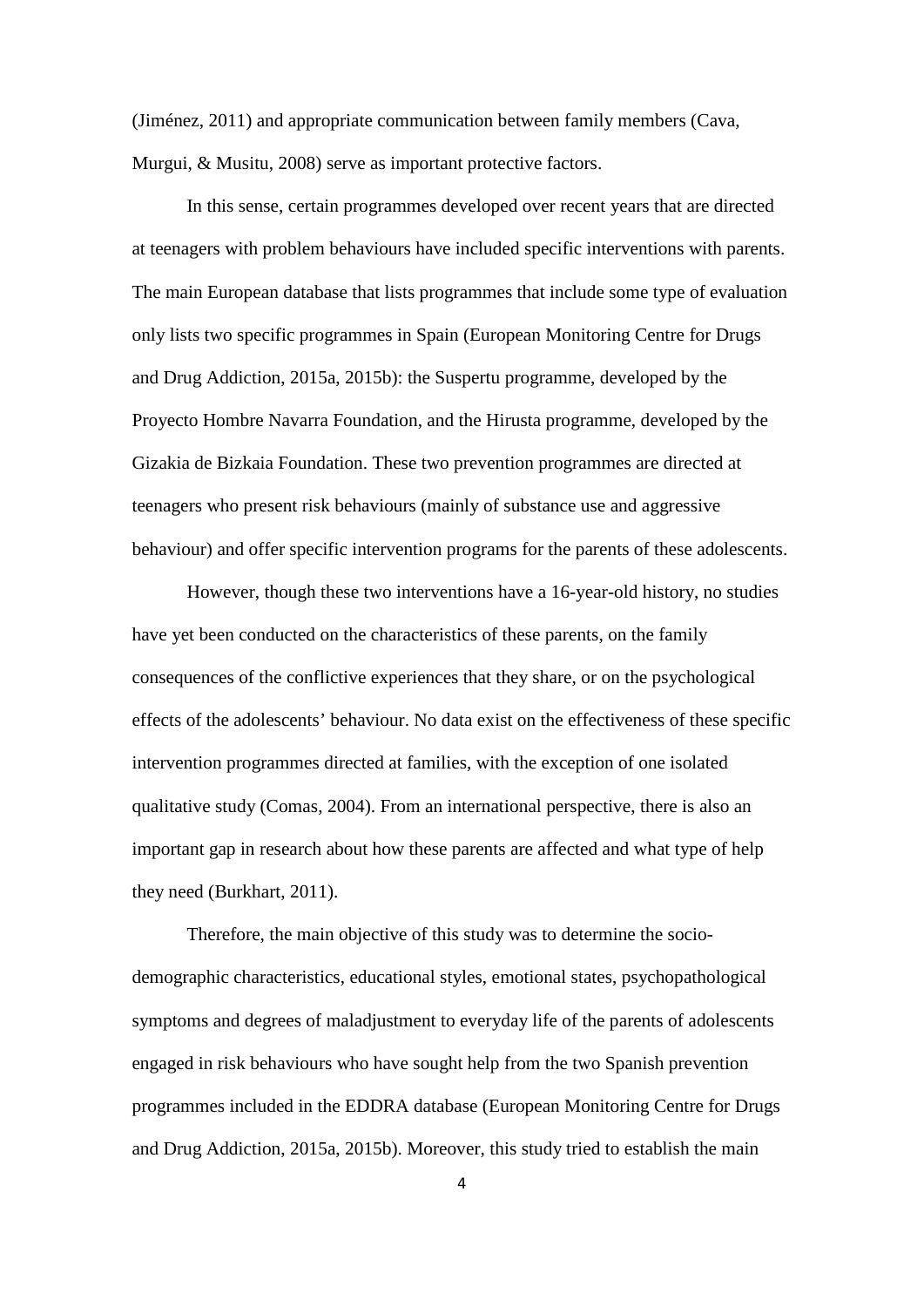(Jiménez, 2011) and appropriate communication between family members (Cava, Murgui, & Musitu, 2008) serve as important protective factors.

In this sense, certain programmes developed over recent years that are directed at teenagers with problem behaviours have included specific interventions with parents. The main European database that lists programmes that include some type of evaluation only lists two specific programmes in Spain (European Monitoring Centre for Drugs and Drug Addiction, 2015a, 2015b): the Suspertu programme, developed by the Proyecto Hombre Navarra Foundation, and the Hirusta programme, developed by the Gizakia de Bizkaia Foundation. These two prevention programmes are directed at teenagers who present risk behaviours (mainly of substance use and aggressive behaviour) and offer specific intervention programs for the parents of these adolescents.

However, though these two interventions have a 16-year-old history, no studies have yet been conducted on the characteristics of these parents, on the family consequences of the conflictive experiences that they share, or on the psychological effects of the adolescents' behaviour. No data exist on the effectiveness of these specific intervention programmes directed at families, with the exception of one isolated qualitative study (Comas, 2004). From an international perspective, there is also an important gap in research about how these parents are affected and what type of help they need (Burkhart, 2011).

Therefore, the main objective of this study was to determine the socio-demographic characteristics, educational styles, emotional states, psychopathological symptoms and degrees of maladjustment to everyday life of the parents of adolescents engaged in risk behaviours who have sought help from the two Spanish prevention programmes included in the EDDRA database (European Monitoring Centre for Drugs and Drug Addiction, 2015a, 2015b). Moreover, this study tried to establish the main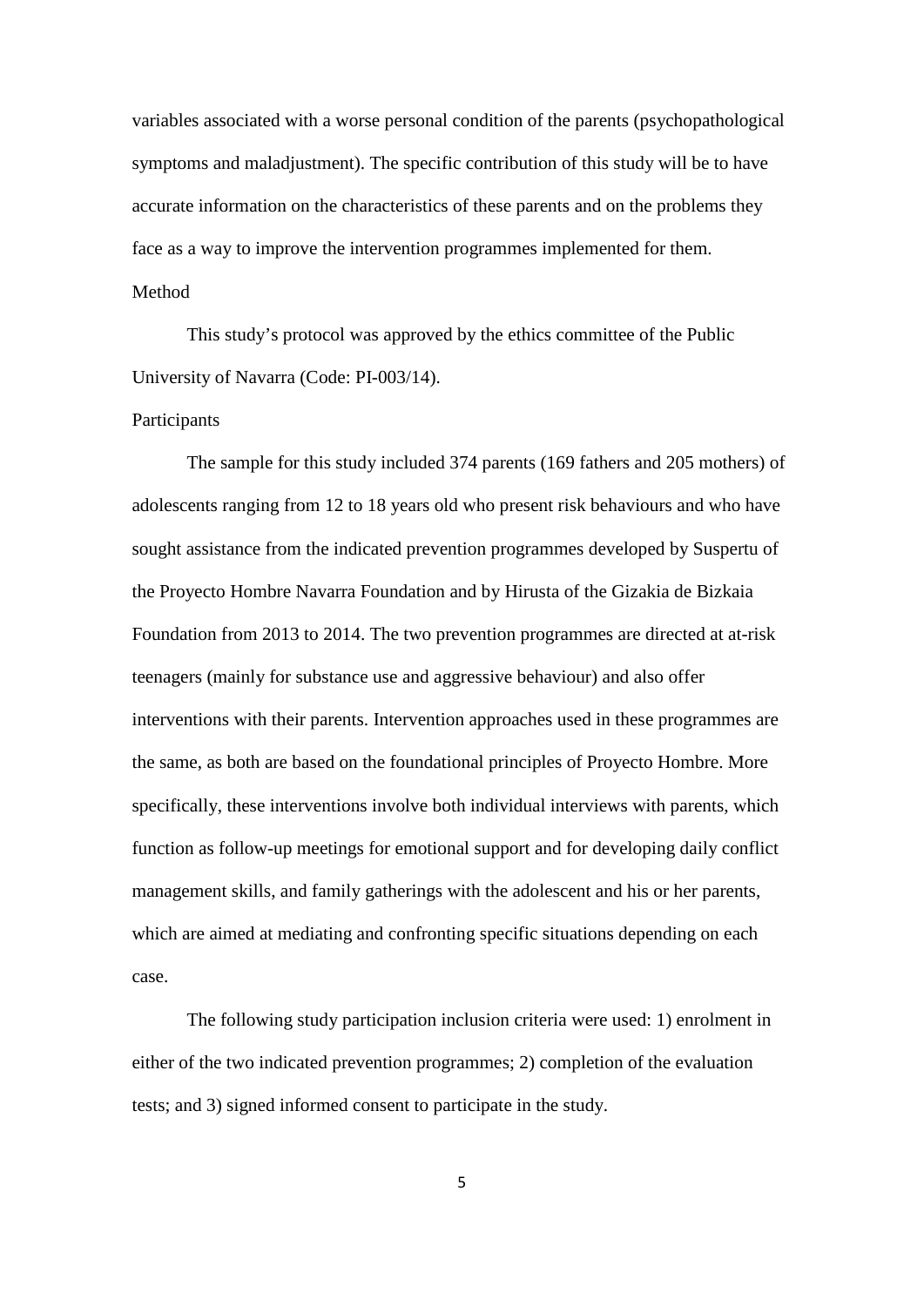variables associated with a worse personal condition of the parents (psychopathological symptoms and maladjustment). The specific contribution of this study will be to have accurate information on the characteristics of these parents and on the problems they face as a way to improve the intervention programmes implemented for them.

## Method

This study's protocol was approved by the ethics committee of the Public University of Navarra (Code: PI-003/14).

### Participants

The sample for this study included 374 parents (169 fathers and 205 mothers) of adolescents ranging from 12 to 18 years old who present risk behaviours and who have sought assistance from the indicated prevention programmes developed by Suspertu of the Proyecto Hombre Navarra Foundation and by Hirusta of the Gizakia de Bizkaia Foundation from 2013 to 2014. The two prevention programmes are directed at at-risk teenagers (mainly for substance use and aggressive behaviour) and also offer interventions with their parents. Intervention approaches used in these programmes are the same, as both are based on the foundational principles of Proyecto Hombre. More specifically, these interventions involve both individual interviews with parents, which function as follow-up meetings for emotional support and for developing daily conflict management skills, and family gatherings with the adolescent and his or her parents, which are aimed at mediating and confronting specific situations depending on each case.

The following study participation inclusion criteria were used: 1) enrolment in either of the two indicated prevention programmes; 2) completion of the evaluation tests; and 3) signed informed consent to participate in the study.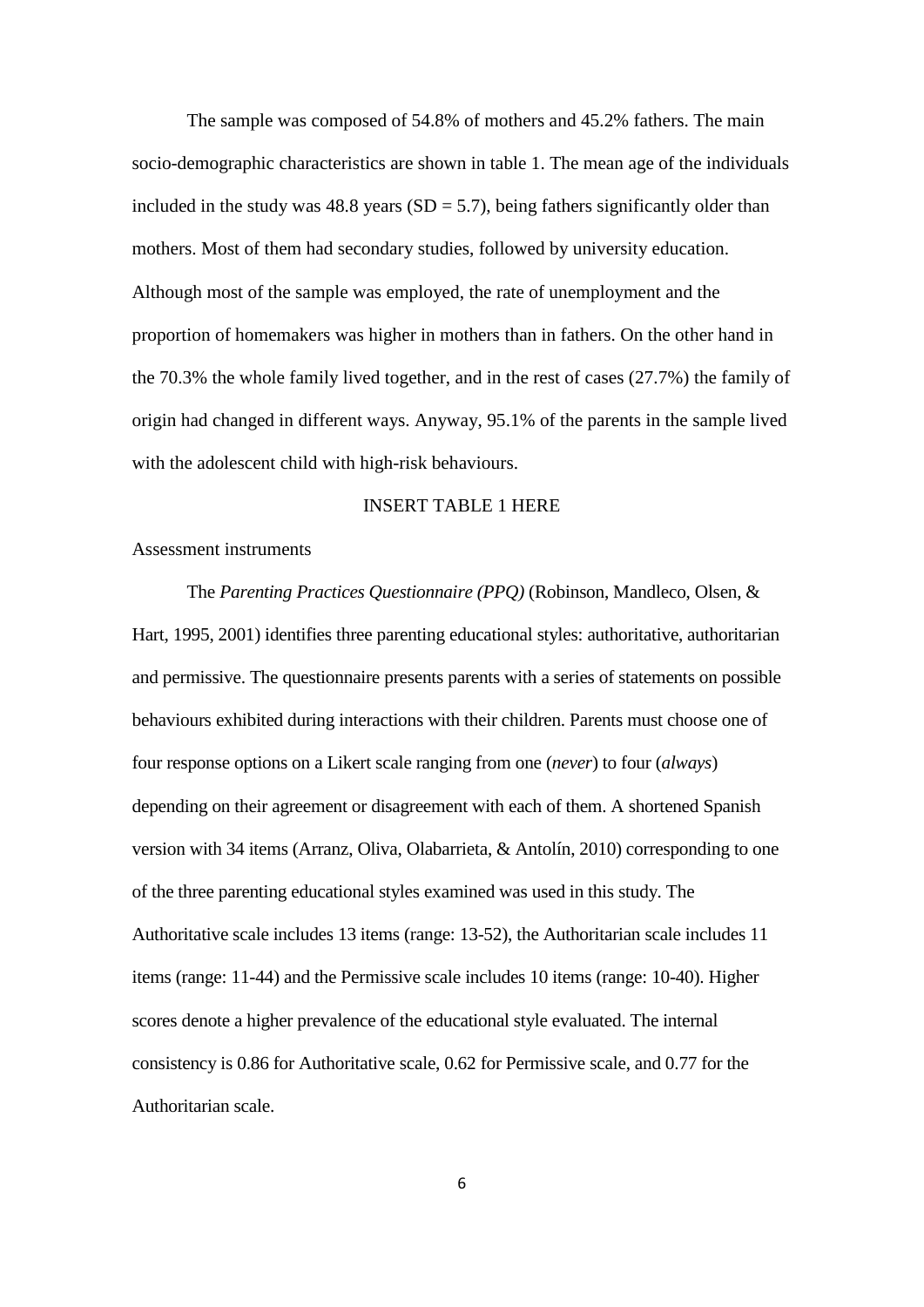The sample was composed of 54.8% of mothers and 45.2% fathers. The main socio-demographic characteristics are shown in table 1. The mean age of the individuals included in the study was 48.8 years (SD = 5.7), being fathers significantly older than mothers. Most of them had secondary studies, followed by university education. Although most of the sample was employed, the rate of unemployment and the proportion of homemakers was higher in mothers than in fathers. On the other hand in the 70.3% the whole family lived together, and in the rest of cases (27.7%) the family of origin had changed in different ways. Anyway, 95.1% of the parents in the sample lived with the adolescent child with high-risk behaviours.

INSERT TABLE 1 HERE

Assessment instruments

The *Parenting Practices Questionnaire (PPQ)* (Robinson, Mandleco, Olsen, & Hart, 1995, 2001) identifies three parenting educational styles: authoritative, authoritarian and permissive. The questionnaire presents parents with a series of statements on possible behaviours exhibited during interactions with their children. Parents must choose one of four response options on a Likert scale ranging from one (*never*) to four (*always*) depending on their agreement or disagreement with each of them. A shortened Spanish version with 34 items (Arranz, Oliva, Olabarrieta, & Antolín, 2010) corresponding to one of the three parenting educational styles examined was used in this study. The Authoritative scale includes 13 items (range: 13-52), the Authoritarian scale includes 11 items (range: 11-44) and the Permissive scale includes 10 items (range: 10-40). Higher scores denote a higher prevalence of the educational style evaluated. The internal consistency is 0.86 for Authoritative scale, 0.62 for Permissive scale, and 0.77 for the Authoritarian scale.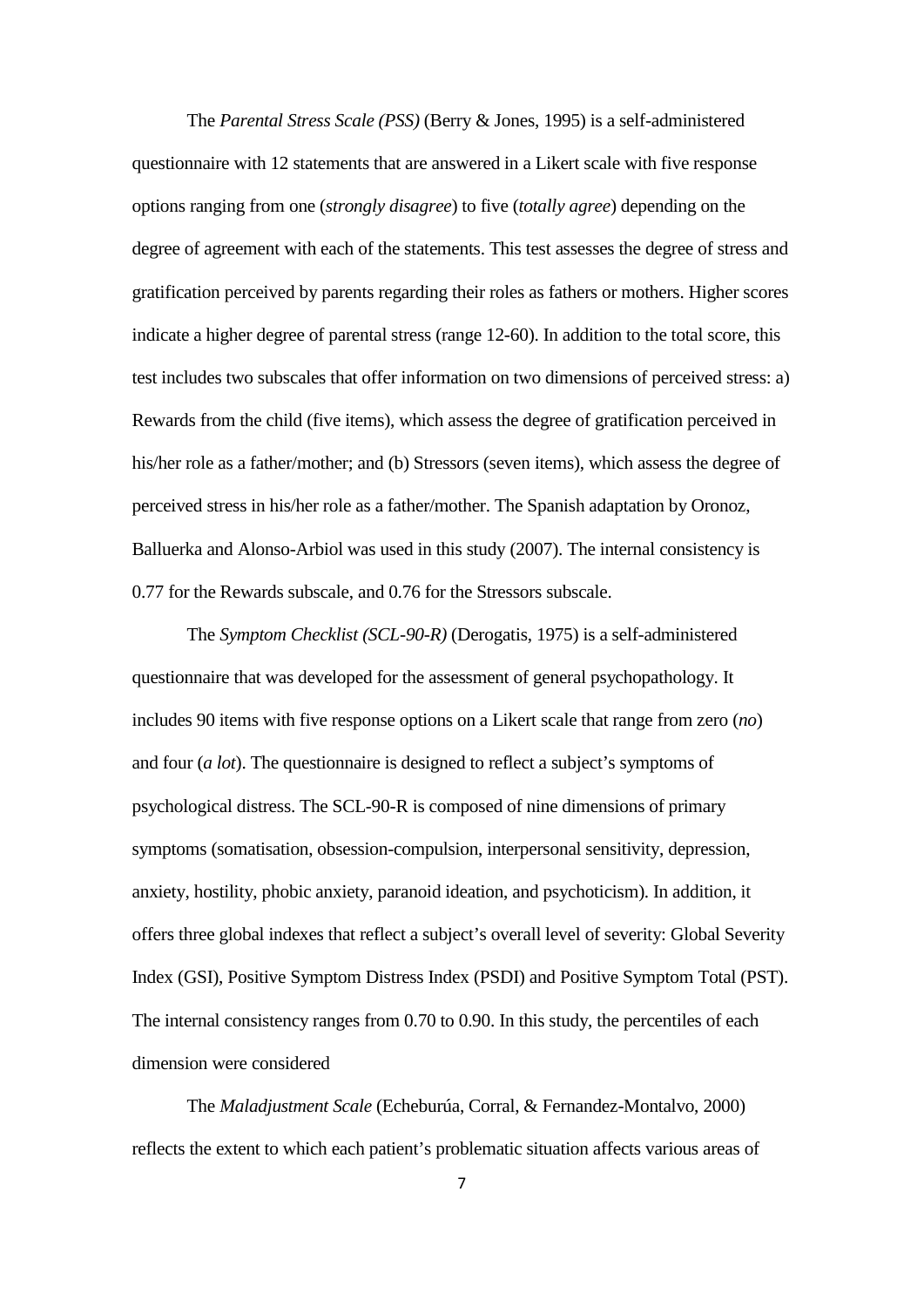The *Parental Stress Scale (PSS)* (Berry & Jones, 1995) is a self-administered questionnaire with 12 statements that are answered in a Likert scale with five response options ranging from one (*strongly disagree*) to five (*totally agree*) depending on the degree of agreement with each of the statements. This test assesses the degree of stress and gratification perceived by parents regarding their roles as fathers or mothers. Higher scores indicate a higher degree of parental stress (range 12-60). In addition to the total score, this test includes two subscales that offer information on two dimensions of perceived stress: a) Rewards from the child (five items), which assess the degree of gratification perceived in his/her role as a father/mother; and (b) Stressors (seven items), which assess the degree of perceived stress in his/her role as a father/mother. The Spanish adaptation by Oronoz, Balluerka and Alonso-Arbiol was used in this study (2007). The internal consistency is 0.77 for the Rewards subscale, and 0.76 for the Stressors subscale.

The *Symptom Checklist (SCL-90-R)* (Derogatis, 1975) is a self-administered questionnaire that was developed for the assessment of general psychopathology. It includes 90 items with five response options on a Likert scale that range from zero (*no*) and four (*a lot*). The questionnaire is designed to reflect a subject's symptoms of psychological distress. The SCL-90-R is composed of nine dimensions of primary symptoms (somatisation, obsession-compulsion, interpersonal sensitivity, depression, anxiety, hostility, phobic anxiety, paranoid ideation, and psychoticism). In addition, it offers three global indexes that reflect a subject's overall level of severity: Global Severity Index (GSI), Positive Symptom Distress Index (PSDI) and Positive Symptom Total (PST). The internal consistency ranges from 0.70 to 0.90. In this study, the percentiles of each dimension were considered

The *Maladjustment Scale* (Echeburúa, Corral, & Fernandez-Montalvo, 2000) reflects the extent to which each patient's problematic situation affects various areas of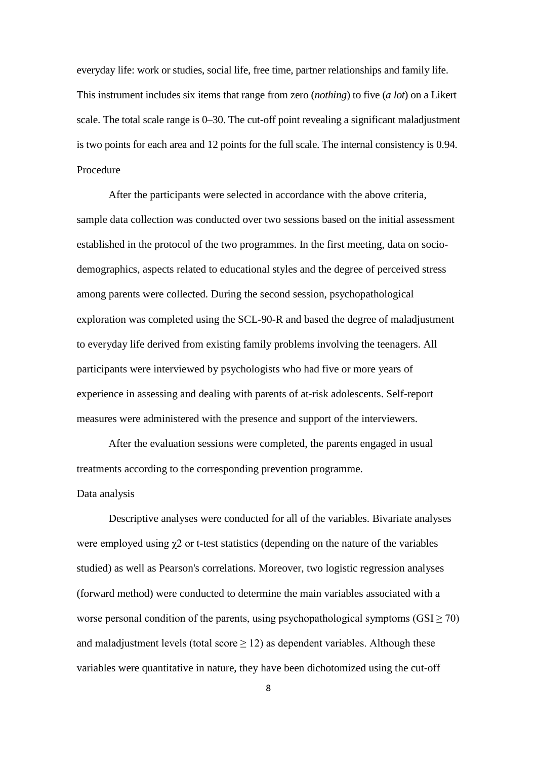everyday life: work or studies, social life, free time, partner relationships and family life. This instrument includes six items that range from zero (*nothing*) to five (*a lot*) on a Likert scale. The total scale range is 0–30. The cut-off point revealing a significant maladjustment is two points for each area and 12 points for the full scale. The internal consistency is 0.94.

## Procedure

After the participants were selected in accordance with the above criteria, sample data collection was conducted over two sessions based on the initial assessment established in the protocol of the two programmes. In the first meeting, data on socio-demographics, aspects related to educational styles and the degree of perceived stress among parents were collected. During the second session, psychopathological exploration was completed using the SCL-90-R and based the degree of maladjustment to everyday life derived from existing family problems involving the teenagers. All participants were interviewed by psychologists who had five or more years of experience in assessing and dealing with parents of at-risk adolescents. Self-report measures were administered with the presence and support of the interviewers.

After the evaluation sessions were completed, the parents engaged in usual treatments according to the corresponding prevention programme.

## Data analysis

Descriptive analyses were conducted for all of the variables. Bivariate analyses were employed using $\chi2$ or t-test statistics (depending on the nature of the variables studied) as well as Pearson's correlations. Moreover, two logistic regression analyses (forward method) were conducted to determine the main variables associated with a worse personal condition of the parents, using psychopathological symptoms (GSI $\geq$ 70) and maladjustment levels (total score $\geq$ 12) as dependent variables. Although these variables were quantitative in nature, they have been dichotomized using the cut-off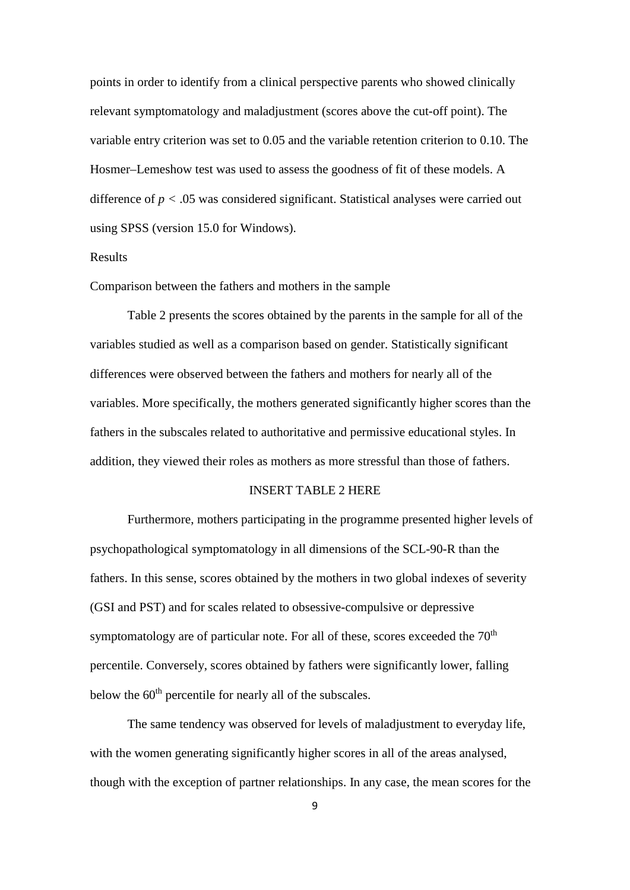points in order to identify from a clinical perspective parents who showed clinically relevant symptomatology and maladjustment (scores above the cut-off point). The variable entry criterion was set to 0.05 and the variable retention criterion to 0.10. The Hosmer–Lemeshow test was used to assess the goodness of fit of these models. A difference of $p < .05$ was considered significant. Statistical analyses were carried out using SPSS (version 15.0 for Windows).

## Results

### Comparison between the fathers and mothers in the sample

Table 2 presents the scores obtained by the parents in the sample for all of the variables studied as well as a comparison based on gender. Statistically significant differences were observed between the fathers and mothers for nearly all of the variables. More specifically, the mothers generated significantly higher scores than the fathers in the subscales related to authoritative and permissive educational styles. In addition, they viewed their roles as mothers as more stressful than those of fathers.

INSERT TABLE 2 HERE

Furthermore, mothers participating in the programme presented higher levels of psychopathological symptomatology in all dimensions of the SCL-90-R than the fathers. In this sense, scores obtained by the mothers in two global indexes of severity (GSI and PST) and for scales related to obsessive-compulsive or depressive symptomatology are of particular note. For all of these, scores exceeded the 70th percentile. Conversely, scores obtained by fathers were significantly lower, falling below the 60th percentile for nearly all of the subscales.

The same tendency was observed for levels of maladjustment to everyday life, with the women generating significantly higher scores in all of the areas analysed, though with the exception of partner relationships. In any case, the mean scores for the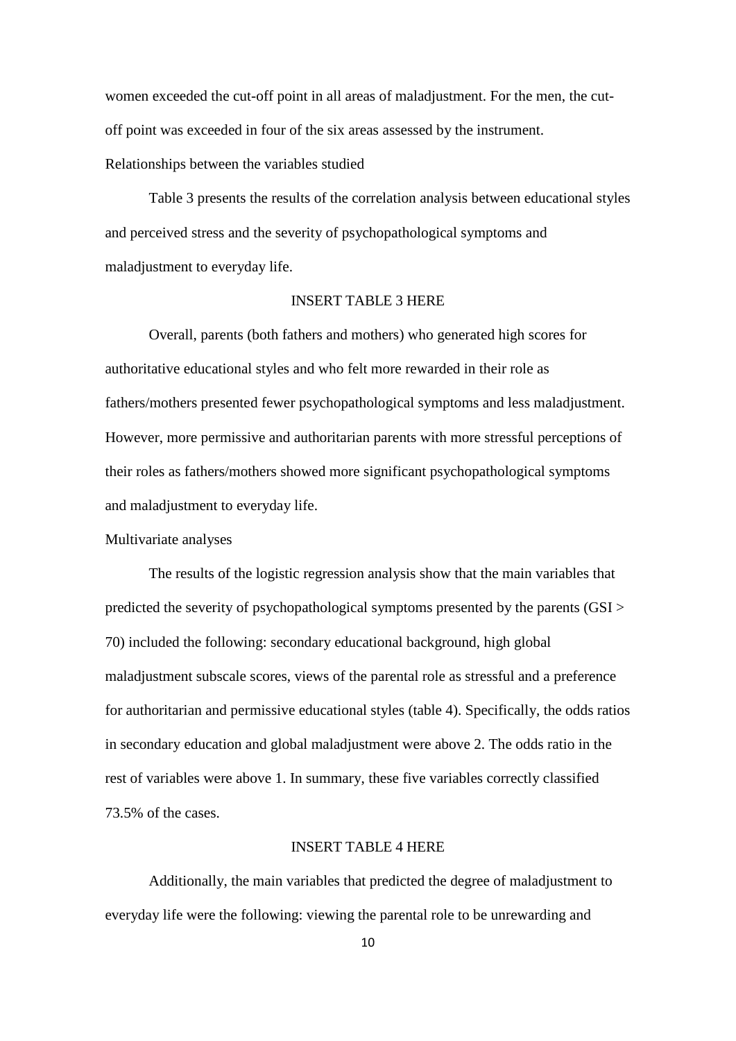women exceeded the cut-off point in all areas of maladjustment. For the men, the cut-off point was exceeded in four of the six areas assessed by the instrument.

## Relationships between the variables studied

Table 3 presents the results of the correlation analysis between educational styles and perceived stress and the severity of psychopathological symptoms and maladjustment to everyday life.

INSERT TABLE 3 HERE

Overall, parents (both fathers and mothers) who generated high scores for authoritative educational styles and who felt more rewarded in their role as fathers/mothers presented fewer psychopathological symptoms and less maladjustment. However, more permissive and authoritarian parents with more stressful perceptions of their roles as fathers/mothers showed more significant psychopathological symptoms and maladjustment to everyday life.

## Multivariate analyses

The results of the logistic regression analysis show that the main variables that predicted the severity of psychopathological symptoms presented by the parents (GSI > 70) included the following: secondary educational background, high global maladjustment subscale scores, views of the parental role as stressful and a preference for authoritarian and permissive educational styles (table 4). Specifically, the odds ratios in secondary education and global maladjustment were above 2. The odds ratio in the rest of variables were above 1. In summary, these five variables correctly classified 73.5% of the cases.

INSERT TABLE 4 HERE

Additionally, the main variables that predicted the degree of maladjustment to everyday life were the following: viewing the parental role to be unrewarding and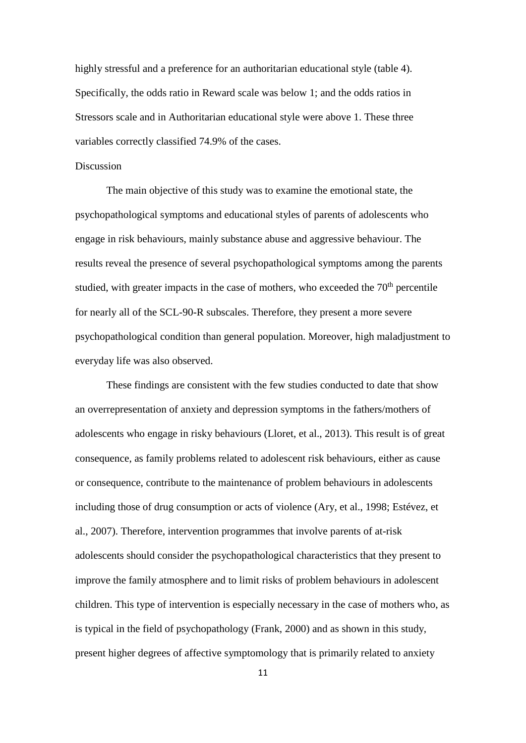highly stressful and a preference for an authoritarian educational style (table 4). Specifically, the odds ratio in Reward scale was below 1; and the odds ratios in Stressors scale and in Authoritarian educational style were above 1. These three variables correctly classified 74.9% of the cases.

## Discussion

The main objective of this study was to examine the emotional state, the psychopathological symptoms and educational styles of parents of adolescents who engage in risk behaviours, mainly substance abuse and aggressive behaviour. The results reveal the presence of several psychopathological symptoms among the parents studied, with greater impacts in the case of mothers, who exceeded the 70th percentile for nearly all of the SCL-90-R subscales. Therefore, they present a more severe psychopathological condition than general population. Moreover, high maladjustment to everyday life was also observed.

These findings are consistent with the few studies conducted to date that show an overrepresentation of anxiety and depression symptoms in the fathers/mothers of adolescents who engage in risky behaviours (Lloret, et al., 2013). This result is of great consequence, as family problems related to adolescent risk behaviours, either as cause or consequence, contribute to the maintenance of problem behaviours in adolescents including those of drug consumption or acts of violence (Ary, et al., 1998; Estévez, et al., 2007). Therefore, intervention programmes that involve parents of at-risk adolescents should consider the psychopathological characteristics that they present to improve the family atmosphere and to limit risks of problem behaviours in adolescent children. This type of intervention is especially necessary in the case of mothers who, as is typical in the field of psychopathology (Frank, 2000) and as shown in this study, present higher degrees of affective symptomology that is primarily related to anxiety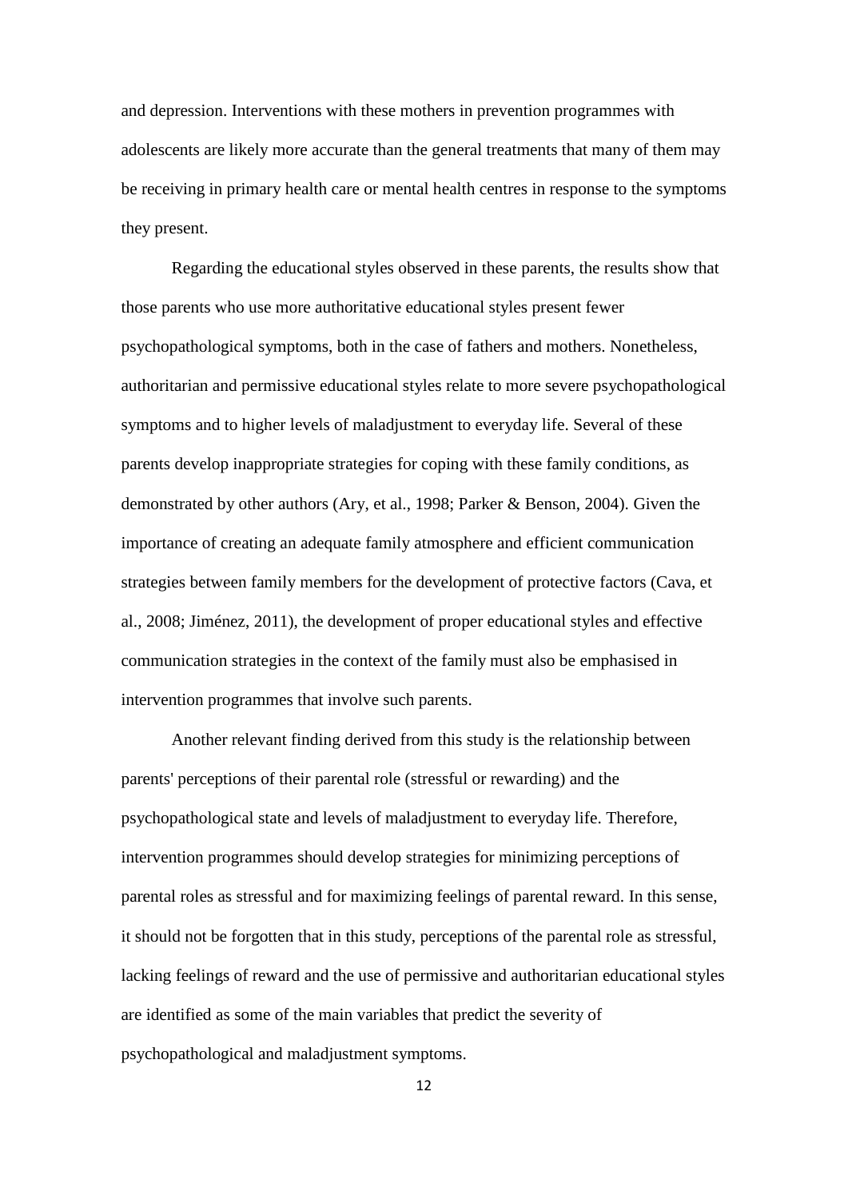and depression. Interventions with these mothers in prevention programmes with adolescents are likely more accurate than the general treatments that many of them may be receiving in primary health care or mental health centres in response to the symptoms they present.

Regarding the educational styles observed in these parents, the results show that those parents who use more authoritative educational styles present fewer psychopathological symptoms, both in the case of fathers and mothers. Nonetheless, authoritarian and permissive educational styles relate to more severe psychopathological symptoms and to higher levels of maladjustment to everyday life. Several of these parents develop inappropriate strategies for coping with these family conditions, as demonstrated by other authors (Ary, et al., 1998; Parker & Benson, 2004). Given the importance of creating an adequate family atmosphere and efficient communication strategies between family members for the development of protective factors (Cava, et al., 2008; Jiménez, 2011), the development of proper educational styles and effective communication strategies in the context of the family must also be emphasised in intervention programmes that involve such parents.

Another relevant finding derived from this study is the relationship between parents' perceptions of their parental role (stressful or rewarding) and the psychopathological state and levels of maladjustment to everyday life. Therefore, intervention programmes should develop strategies for minimizing perceptions of parental roles as stressful and for maximizing feelings of parental reward. In this sense, it should not be forgotten that in this study, perceptions of the parental role as stressful, lacking feelings of reward and the use of permissive and authoritarian educational styles are identified as some of the main variables that predict the severity of psychopathological and maladjustment symptoms.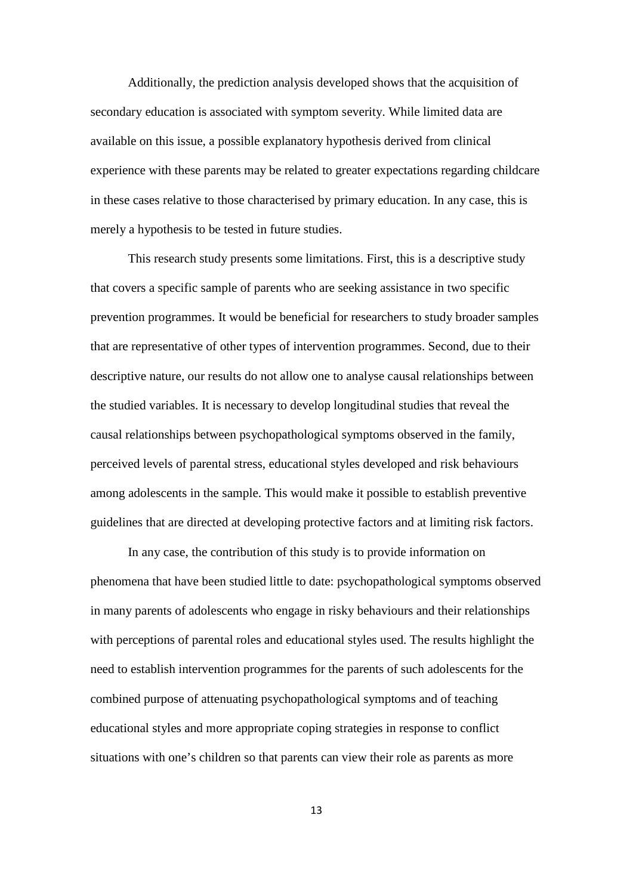Additionally, the prediction analysis developed shows that the acquisition of secondary education is associated with symptom severity. While limited data are available on this issue, a possible explanatory hypothesis derived from clinical experience with these parents may be related to greater expectations regarding childcare in these cases relative to those characterised by primary education. In any case, this is merely a hypothesis to be tested in future studies.

This research study presents some limitations. First, this is a descriptive study that covers a specific sample of parents who are seeking assistance in two specific prevention programmes. It would be beneficial for researchers to study broader samples that are representative of other types of intervention programmes. Second, due to their descriptive nature, our results do not allow one to analyse causal relationships between the studied variables. It is necessary to develop longitudinal studies that reveal the causal relationships between psychopathological symptoms observed in the family, perceived levels of parental stress, educational styles developed and risk behaviours among adolescents in the sample. This would make it possible to establish preventive guidelines that are directed at developing protective factors and at limiting risk factors.

In any case, the contribution of this study is to provide information on phenomena that have been studied little to date: psychopathological symptoms observed in many parents of adolescents who engage in risky behaviours and their relationships with perceptions of parental roles and educational styles used. The results highlight the need to establish intervention programmes for the parents of such adolescents for the combined purpose of attenuating psychopathological symptoms and of teaching educational styles and more appropriate coping strategies in response to conflict situations with one's children so that parents can view their role as parents as more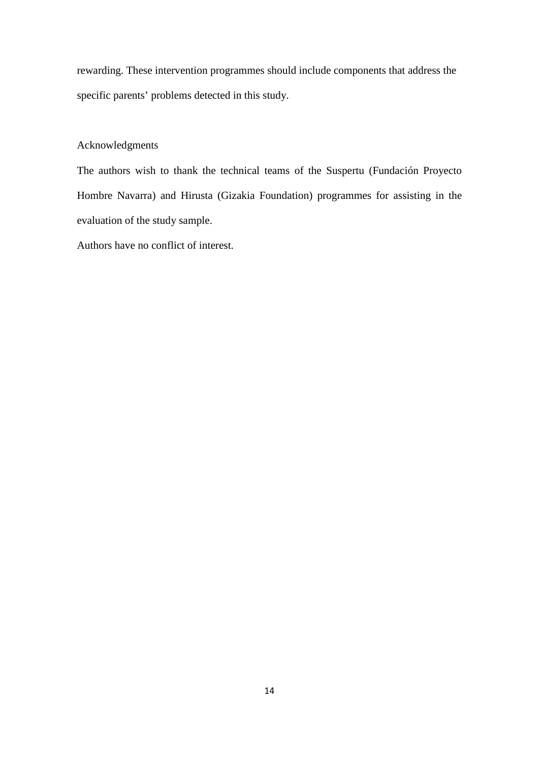rewarding. These intervention programmes should include components that address the specific parents' problems detected in this study.

## Acknowledgments

The authors wish to thank the technical teams of the Suspertu (Fundación Proyecto Hombre Navarra) and Hirusta (Gizakia Foundation) programmes for assisting in the evaluation of the study sample.

Authors have no conflict of interest.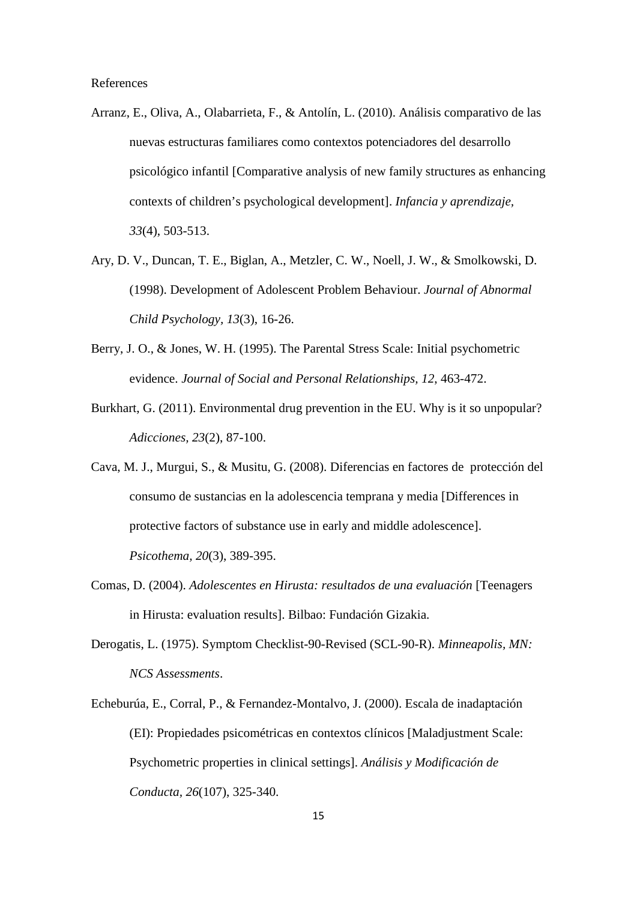References

Arranz, E., Oliva, A., Olabarrieta, F., & Antolín, L. (2010). Análisis comparativo de las nuevas estructuras familiares como contextos potenciadores del desarrollo psicológico infantil [Comparative analysis of new family structures as enhancing contexts of children's psychological development]. *Infancia y aprendizaje, 33*(4), 503-513.

Ary, D. V., Duncan, T. E., Biglan, A., Metzler, C. W., Noell, J. W., & Smolkowski, D. (1998). Development of Adolescent Problem Behaviour. *Journal of Abnormal Child Psychology, 13*(3), 16-26.

Berry, J. O., & Jones, W. H. (1995). The Parental Stress Scale: Initial psychometric evidence. *Journal of Social and Personal Relationships, 12*, 463-472.

Burkhart, G. (2011). Environmental drug prevention in the EU. Why is it so unpopular? *Adicciones, 23*(2), 87-100.

Cava, M. J., Murgui, S., & Musitu, G. (2008). Diferencias en factores de protección del consumo de sustancias en la adolescencia temprana y media [Differences in protective factors of substance use in early and middle adolescence]. *Psicothema, 20*(3), 389-395.

Comas, D. (2004). *Adolescentes en Hirusta: resultados de una evaluación* [Teenagers in Hirusta: evaluation results]. Bilbao: Fundación Gizakia.

Derogatis, L. (1975). Symptom Checklist-90-Revised (SCL-90-R). *Minneapolis, MN: NCS Assessments*.

Echeburúa, E., Corral, P., & Fernandez-Montalvo, J. (2000). Escala de inadaptación (EI): Propiedades psicométricas en contextos clínicos [Maladjustment Scale: Psychometric properties in clinical settings]. *Análisis y Modificación de Conducta, 26*(107), 325-340.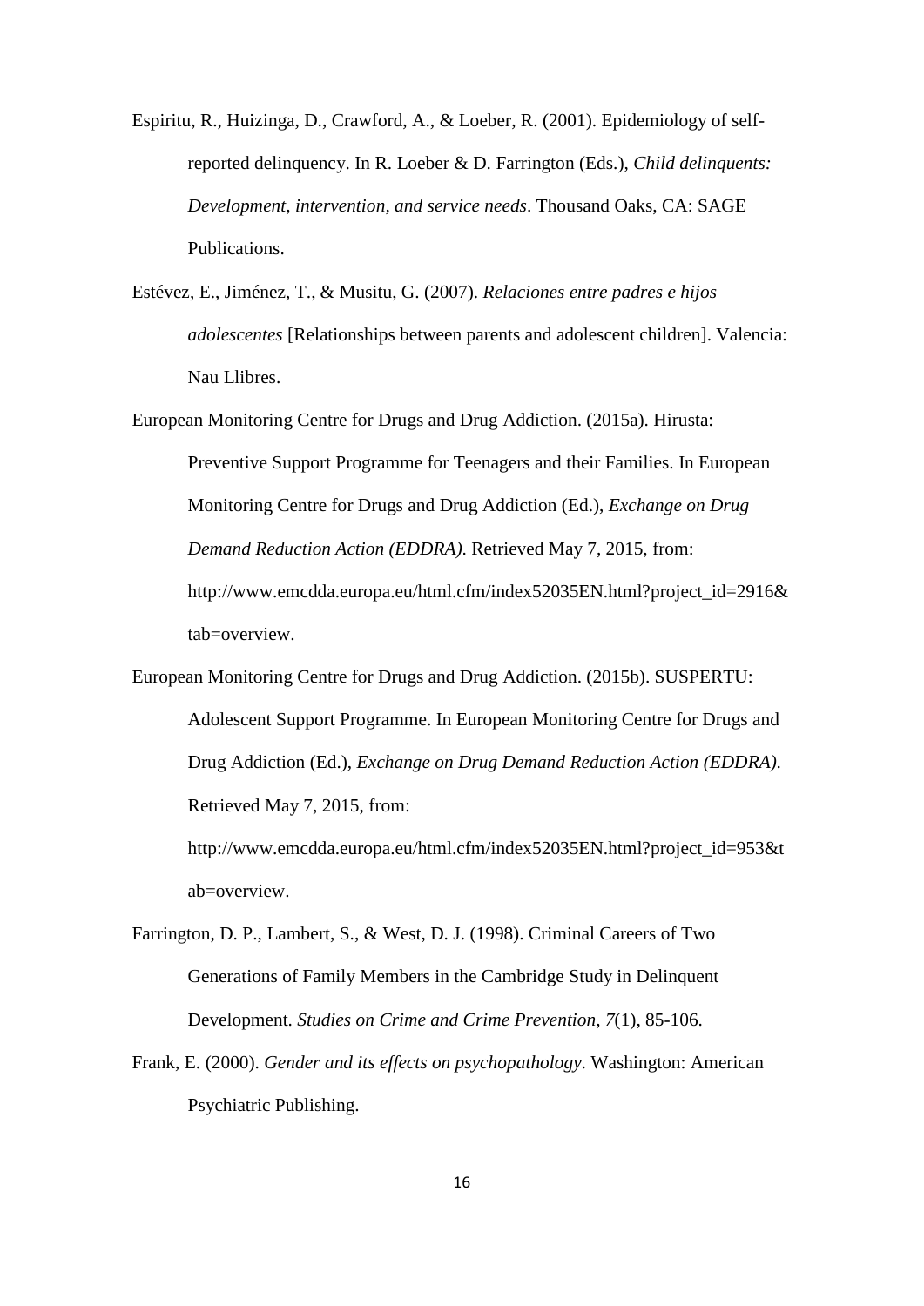Espiritu, R., Huizinga, D., Crawford, A., & Loeber, R. (2001). Epidemiology of self-reported delinquency. In R. Loeber & D. Farrington (Eds.), *Child delinquents: Development, intervention, and service needs*. Thousand Oaks, CA: SAGE Publications.

Estévez, E., Jiménez, T., & Musitu, G. (2007). *Relaciones entre padres e hijos adolescentes* [Relationships between parents and adolescent children]. Valencia: Nau Llibres.

European Monitoring Centre for Drugs and Drug Addiction. (2015a). Hirusta: Preventive Support Programme for Teenagers and their Families. In European Monitoring Centre for Drugs and Drug Addiction (Ed.), *Exchange on Drug Demand Reduction Action (EDDRA)*. Retrieved May 7, 2015, from: http://www.emcdda.europa.eu/html.cfm/index52035EN.html?project_id=2916&tab=overview.

European Monitoring Centre for Drugs and Drug Addiction. (2015b). SUSPERTU: Adolescent Support Programme. In European Monitoring Centre for Drugs and Drug Addiction (Ed.), *Exchange on Drug Demand Reduction Action (EDDRA)*. Retrieved May 7, 2015, from: http://www.emcdda.europa.eu/html.cfm/index52035EN.html?project_id=953&tab=overview.

Farrington, D. P., Lambert, S., & West, D. J. (1998). Criminal Careers of Two Generations of Family Members in the Cambridge Study in Delinquent Development. *Studies on Crime and Crime Prevention, 7*(1), 85-106.

Frank, E. (2000). *Gender and its effects on psychopathology*. Washington: American Psychiatric Publishing.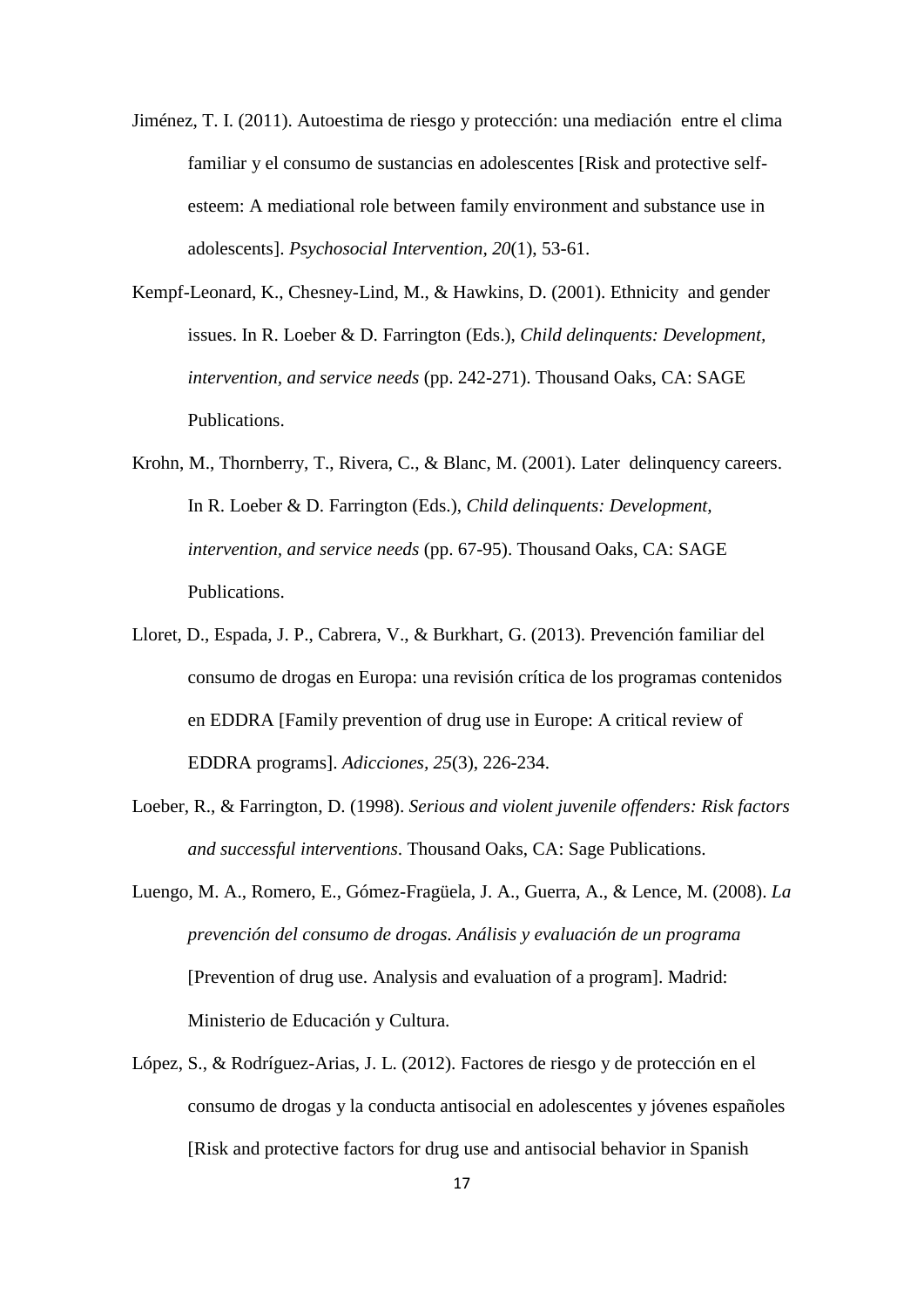Jiménez, T. I. (2011). Autoestima de riesgo y protección: una mediación entre el clima familiar y el consumo de sustancias en adolescentes [Risk and protective self-esteem: A mediational role between family environment and substance use in adolescents]. *Psychosocial Intervention*, *20*(1), 53-61.

Kempf-Leonard, K., Chesney-Lind, M., & Hawkins, D. (2001). Ethnicity and gender issues. In R. Loeber & D. Farrington (Eds.), *Child delinquents: Development, intervention, and service needs* (pp. 242-271). Thousand Oaks, CA: SAGE Publications.

Krohn, M., Thornberry, T., Rivera, C., & Blanc, M. (2001). Later delinquency careers. In R. Loeber & D. Farrington (Eds.), *Child delinquents: Development, intervention, and service needs* (pp. 67-95). Thousand Oaks, CA: SAGE Publications.

Lloret, D., Espada, J. P., Cabrera, V., & Burkhart, G. (2013). Prevención familiar del consumo de drogas en Europa: una revisión crítica de los programas contenidos en EDDRA [Family prevention of drug use in Europe: A critical review of EDDRA programs]. *Adicciones*, *25*(3), 226-234.

Loeber, R., & Farrington, D. (1998). *Serious and violent juvenile offenders: Risk factors and successful interventions*. Thousand Oaks, CA: Sage Publications.

Luengo, M. A., Romero, E., Gómez-Fragüela, J. A., Guerra, A., & Lence, M. (2008). *La prevención del consumo de drogas. Análisis y evaluación de un programa* [Prevention of drug use. Analysis and evaluation of a program]. Madrid: Ministerio de Educación y Cultura.

López, S., & Rodríguez-Arias, J. L. (2012). Factores de riesgo y de protección en el consumo de drogas y la conducta antisocial en adolescentes y jóvenes españoles [Risk and protective factors for drug use and antisocial behavior in Spanish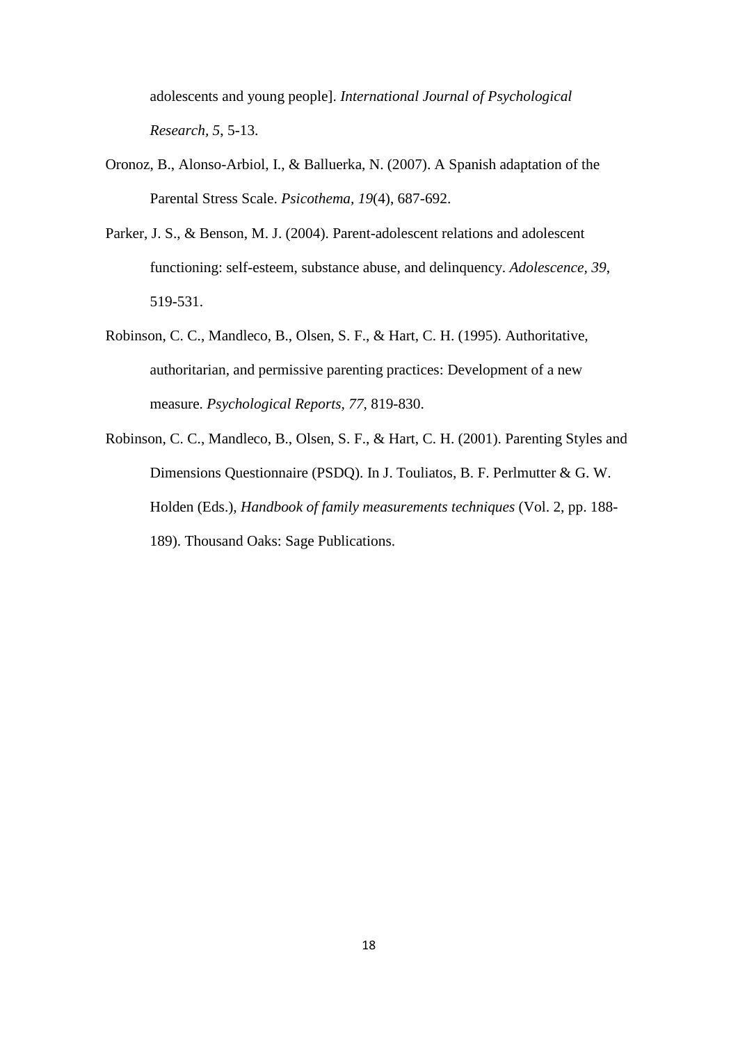adolescents and young people]. *International Journal of Psychological Research*, *5*, 5-13.

Oronoz, B., Alonso-Arbiol, I., & Balluerka, N. (2007). A Spanish adaptation of the Parental Stress Scale. *Psicothema*, *19*(4), 687-692.

Parker, J. S., & Benson, M. J. (2004). Parent-adolescent relations and adolescent functioning: self-esteem, substance abuse, and delinquency. *Adolescence*, *39*, 519-531.

Robinson, C. C., Mandleco, B., Olsen, S. F., & Hart, C. H. (1995). Authoritative, authoritarian, and permissive parenting practices: Development of a new measure. *Psychological Reports*, *77*, 819-830.

Robinson, C. C., Mandleco, B., Olsen, S. F., & Hart, C. H. (2001). Parenting Styles and Dimensions Questionnaire (PSDQ). In J. Touliatos, B. F. Perlmutter & G. W. Holden (Eds.), *Handbook of family measurements techniques* (Vol. 2, pp. 188-189). Thousand Oaks: Sage Publications.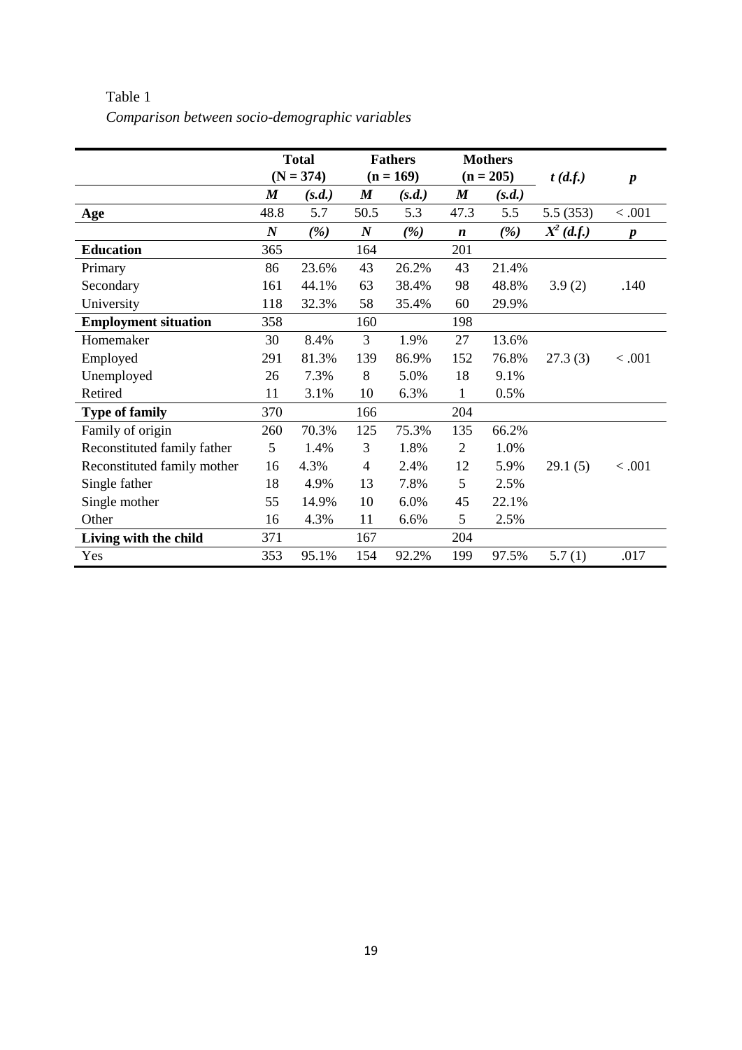Table 1

*Comparison between socio-demographic variables*

| | Total (N = 374) | | Fathers (n = 169) | | Mothers (n = 205) | | *t (d.f.)* | ***p*** |
|---|---|---|---|---|---|---|---|---|
| | ***M*** | ***(s.d.)*** | ***M*** | ***(s.d.)*** | ***M*** | ***(s.d.)*** | | |
| **Age** | 48.8 | 5.7 | 50.5 | 5.3 | 47.3 | 5.5 | 5.5 (353) | < .001 |
| | ***N*** | ***(%)*** | ***N*** | ***(%)*** | ***n*** | ***(%)*** | $X^2$ *(d.f.)* | ***p*** |
| **Education** | 365 | | 164 | | 201 | | | |
| Primary | 86 | 23.6% | 43 | 26.2% | 43 | 21.4% | | |
| Secondary | 161 | 44.1% | 63 | 38.4% | 98 | 48.8% | 3.9 (2) | .140 |
| University | 118 | 32.3% | 58 | 35.4% | 60 | 29.9% | | |
| **Employment situation** | 358 | | 160 | | 198 | | | |
| Homemaker | 30 | 8.4% | 3 | 1.9% | 27 | 13.6% | | |
| Employed | 291 | 81.3% | 139 | 86.9% | 152 | 76.8% | 27.3 (3) | < .001 |
| Unemployed | 26 | 7.3% | 8 | 5.0% | 18 | 9.1% | | |
| Retired | 11 | 3.1% | 10 | 6.3% | 1 | 0.5% | | |
| **Type of family** | 370 | | 166 | | 204 | | | |
| Family of origin | 260 | 70.3% | 125 | 75.3% | 135 | 66.2% | | |
| Reconstituted family father | 5 | 1.4% | 3 | 1.8% | 2 | 1.0% | | |
| Reconstituted family mother | 16 | 4.3% | 4 | 2.4% | 12 | 5.9% | 29.1 (5) | < .001 |
| Single father | 18 | 4.9% | 13 | 7.8% | 5 | 2.5% | | |
| Single mother | 55 | 14.9% | 10 | 6.0% | 45 | 22.1% | | |
| Other | 16 | 4.3% | 11 | 6.6% | 5 | 2.5% | | |
| **Living with the child** | 371 | | 167 | | 204 | | | |
| Yes | 353 | 95.1% | 154 | 92.2% | 199 | 97.5% | 5.7 (1) | .017 |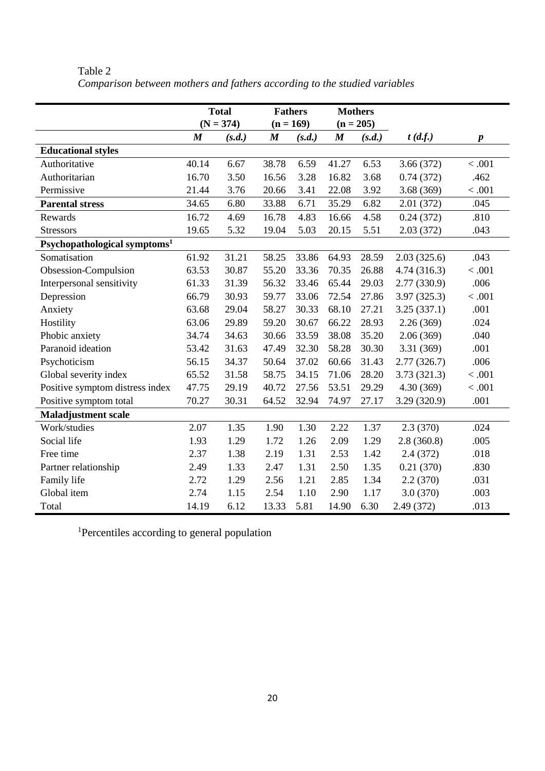Table 2

*Comparison between mothers and fathers according to the studied variables*

| | Total (N = 374) | | Fathers (n = 169) | | Mothers (n = 205) | | | |
|---|---|---|---|---|---|---|---|---|
| | ***M*** | ***(s.d.)*** | ***M*** | ***(s.d.)*** | ***M*** | ***(s.d.)*** | ***t (d.f.)*** | ***p*** |
| **Educational styles** | | | | | | | | |
| Authoritative | 40.14 | 6.67 | 38.78 | 6.59 | 41.27 | 6.53 | 3.66 (372) | < .001 |
| Authoritarian | 16.70 | 3.50 | 16.56 | 3.28 | 16.82 | 3.68 | 0.74 (372) | .462 |
| Permissive | 21.44 | 3.76 | 20.66 | 3.41 | 22.08 | 3.92 | 3.68 (369) | < .001 |
| **Parental stress** | 34.65 | 6.80 | 33.88 | 6.71 | 35.29 | 6.82 | 2.01 (372) | .045 |
| Rewards | 16.72 | 4.69 | 16.78 | 4.83 | 16.66 | 4.58 | 0.24 (372) | .810 |
| Stressors | 19.65 | 5.32 | 19.04 | 5.03 | 20.15 | 5.51 | 2.03 (372) | .043 |
| **Psychopathological symptoms[1]** | | | | | | | | |
| Somatisation | 61.92 | 31.21 | 58.25 | 33.86 | 64.93 | 28.59 | 2.03 (325.6) | .043 |
| Obsession-Compulsion | 63.53 | 30.87 | 55.20 | 33.36 | 70.35 | 26.88 | 4.74 (316.3) | < .001 |
| Interpersonal sensitivity | 61.33 | 31.39 | 56.32 | 33.46 | 65.44 | 29.03 | 2.77 (330.9) | .006 |
| Depression | 66.79 | 30.93 | 59.77 | 33.06 | 72.54 | 27.86 | 3.97 (325.3) | < .001 |
| Anxiety | 63.68 | 29.04 | 58.27 | 30.33 | 68.10 | 27.21 | 3.25 (337.1) | .001 |
| Hostility | 63.06 | 29.89 | 59.20 | 30.67 | 66.22 | 28.93 | 2.26 (369) | .024 |
| Phobic anxiety | 34.74 | 34.63 | 30.66 | 33.59 | 38.08 | 35.20 | 2.06 (369) | .040 |
| Paranoid ideation | 53.42 | 31.63 | 47.49 | 32.30 | 58.28 | 30.30 | 3.31 (369) | .001 |
| Psychoticism | 56.15 | 34.37 | 50.64 | 37.02 | 60.66 | 31.43 | 2.77 (326.7) | .006 |
| Global severity index | 65.52 | 31.58 | 58.75 | 34.15 | 71.06 | 28.20 | 3.73 (321.3) | < .001 |
| Positive symptom distress index | 47.75 | 29.19 | 40.72 | 27.56 | 53.51 | 29.29 | 4.30 (369) | < .001 |
| Positive symptom total | 70.27 | 30.31 | 64.52 | 32.94 | 74.97 | 27.17 | 3.29 (320.9) | .001 |
| **Maladjustment scale** | | | | | | | | |
| Work/studies | 2.07 | 1.35 | 1.90 | 1.30 | 2.22 | 1.37 | 2.3 (370) | .024 |
| Social life | 1.93 | 1.29 | 1.72 | 1.26 | 2.09 | 1.29 | 2.8 (360.8) | .005 |
| Free time | 2.37 | 1.38 | 2.19 | 1.31 | 2.53 | 1.42 | 2.4 (372) | .018 |
| Partner relationship | 2.49 | 1.33 | 2.47 | 1.31 | 2.50 | 1.35 | 0.21 (370) | .830 |
| Family life | 2.72 | 1.29 | 2.56 | 1.21 | 2.85 | 1.34 | 2.2 (370) | .031 |
| Global item | 2.74 | 1.15 | 2.54 | 1.10 | 2.90 | 1.17 | 3.0 (370) | .003 |
| Total | 14.19 | 6.12 | 13.33 | 5.81 | 14.90 | 6.30 | 2.49 (372) | .013 |

[1]Percentiles according to general population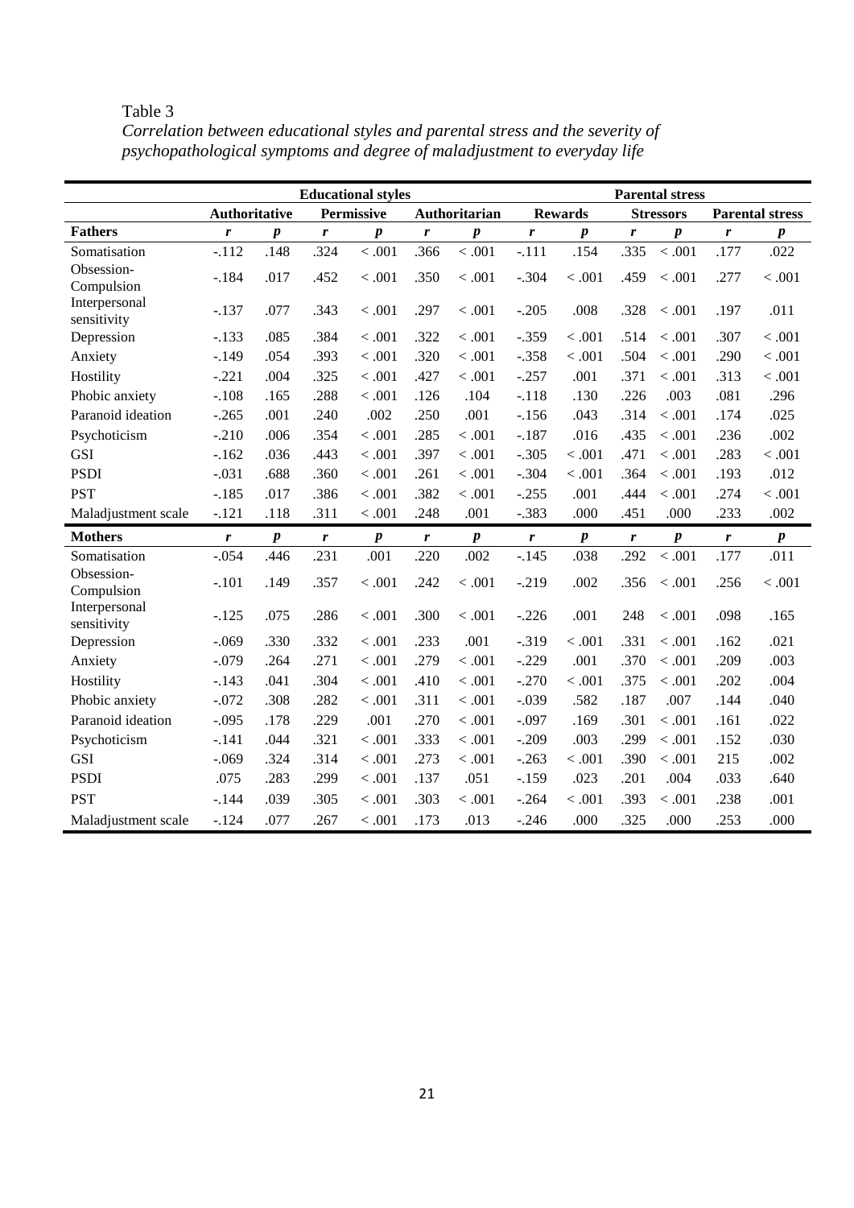Table 3

*Correlation between educational styles and parental stress and the severity of psychopathological symptoms and degree of maladjustment to everyday life*

| | Educational styles | | | | | | Parental stress | | | | | |
|---|---|---|---|---|---|---|---|---|---|---|---|---|
| | **Authoritative** | | **Permissive** | | **Authoritarian** | | **Rewards** | | **Stressors** | | **Parental stress** | |
| **Fathers** | ***r*** | ***p*** | ***r*** | ***p*** | ***r*** | ***p*** | ***r*** | ***p*** | ***r*** | ***p*** | ***r*** | ***p*** |
| Somatisation | -.112 | .148 | .324 | < .001 | .366 | < .001 | -.111 | .154 | .335 | < .001 | .177 | .022 |
| Obsession-Compulsion | -.184 | .017 | .452 | < .001 | .350 | < .001 | -.304 | < .001 | .459 | < .001 | .277 | < .001 |
| Interpersonal sensitivity | -.137 | .077 | .343 | < .001 | .297 | < .001 | -.205 | .008 | .328 | < .001 | .197 | .011 |
| Depression | -.133 | .085 | .384 | < .001 | .322 | < .001 | -.359 | < .001 | .514 | < .001 | .307 | < .001 |
| Anxiety | -.149 | .054 | .393 | < .001 | .320 | < .001 | -.358 | < .001 | .504 | < .001 | .290 | < .001 |
| Hostility | -.221 | .004 | .325 | < .001 | .427 | < .001 | -.257 | .001 | .371 | < .001 | .313 | < .001 |
| Phobic anxiety | -.108 | .165 | .288 | < .001 | .126 | .104 | -.118 | .130 | .226 | .003 | .081 | .296 |
| Paranoid ideation | -.265 | .001 | .240 | .002 | .250 | .001 | -.156 | .043 | .314 | < .001 | .174 | .025 |
| Psychoticism | -.210 | .006 | .354 | < .001 | .285 | < .001 | -.187 | .016 | .435 | < .001 | .236 | .002 |
| GSI | -.162 | .036 | .443 | < .001 | .397 | < .001 | -.305 | < .001 | .471 | < .001 | .283 | < .001 |
| PSDI | -.031 | .688 | .360 | < .001 | .261 | < .001 | -.304 | < .001 | .364 | < .001 | .193 | .012 |
| PST | -.185 | .017 | .386 | < .001 | .382 | < .001 | -.255 | .001 | .444 | < .001 | .274 | < .001 |
| Maladjustment scale | -.121 | .118 | .311 | < .001 | .248 | .001 | -.383 | .000 | .451 | .000 | .233 | .002 |
| **Mothers** | ***r*** | ***p*** | ***r*** | ***p*** | ***r*** | ***p*** | ***r*** | ***p*** | ***r*** | ***p*** | ***r*** | ***p*** |
| Somatisation | -.054 | .446 | .231 | .001 | .220 | .002 | -.145 | .038 | .292 | < .001 | .177 | .011 |
| Obsession-Compulsion | -.101 | .149 | .357 | < .001 | .242 | < .001 | -.219 | .002 | .356 | < .001 | .256 | < .001 |
| Interpersonal sensitivity | -.125 | .075 | .286 | < .001 | .300 | < .001 | -.226 | .001 | 248 | < .001 | .098 | .165 |
| Depression | -.069 | .330 | .332 | < .001 | .233 | .001 | -.319 | < .001 | .331 | < .001 | .162 | .021 |
| Anxiety | -.079 | .264 | .271 | < .001 | .279 | < .001 | -.229 | .001 | .370 | < .001 | .209 | .003 |
| Hostility | -.143 | .041 | .304 | < .001 | .410 | < .001 | -.270 | < .001 | .375 | < .001 | .202 | .004 |
| Phobic anxiety | -.072 | .308 | .282 | < .001 | .311 | < .001 | -.039 | .582 | .187 | .007 | .144 | .040 |
| Paranoid ideation | -.095 | .178 | .229 | .001 | .270 | < .001 | -.097 | .169 | .301 | < .001 | .161 | .022 |
| Psychoticism | -.141 | .044 | .321 | < .001 | .333 | < .001 | -.209 | .003 | .299 | < .001 | .152 | .030 |
| GSI | -.069 | .324 | .314 | < .001 | .273 | < .001 | -.263 | < .001 | .390 | < .001 | 215 | .002 |
| PSDI | .075 | .283 | .299 | < .001 | .137 | .051 | -.159 | .023 | .201 | .004 | .033 | .640 |
| PST | -.144 | .039 | .305 | < .001 | .303 | < .001 | -.264 | < .001 | .393 | < .001 | .238 | .001 |
| Maladjustment scale | -.124 | .077 | .267 | < .001 | .173 | .013 | -.246 | .000 | .325 | .000 | .253 | .000 |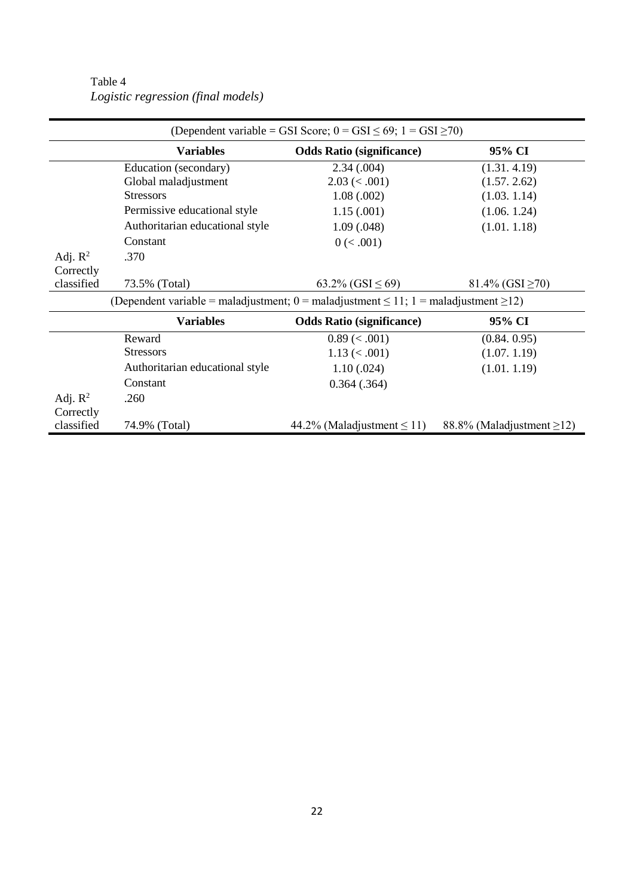Table 4

*Logistic regression (final models)*

| | | | |
|---|---|---|---|
| (Dependent variable = GSI Score; 0 = GSI ≤ 69; 1 = GSI ≥70) | | | |
| | **Variables** | **Odds Ratio (significance)** | **95% CI** |
| | Education (secondary) | 2.34 (.004) | (1.31. 4.19) |
| | Global maladjustment | 2.03 (< .001) | (1.57. 2.62) |
| | Stressors | 1.08 (.002) | (1.03. 1.14) |
| | Permissive educational style | 1.15 (.001) | (1.06. 1.24) |
| | Authoritarian educational style | 1.09 (.048) | (1.01. 1.18) |
| | Constant | 0 (< .001) | |
| Adj. $R^2$ | .370 | | |
| Correctly classified | 73.5% (Total) | 63.2% (GSI ≤ 69) | 81.4% (GSI ≥70) |
| (Dependent variable = maladjustment; 0 = maladjustment ≤ 11; 1 = maladjustment ≥12) | | | |
| | **Variables** | **Odds Ratio (significance)** | **95% CI** |
| | Reward | 0.89 (< .001) | (0.84. 0.95) |
| | Stressors | 1.13 (< .001) | (1.07. 1.19) |
| | Authoritarian educational style | 1.10 (.024) | (1.01. 1.19) |
| | Constant | 0.364 (.364) | |
| Adj. $R^2$ | .260 | | |
| Correctly classified | 74.9% (Total) | 44.2% (Maladjustment ≤ 11) | 88.8% (Maladjustment ≥12) |